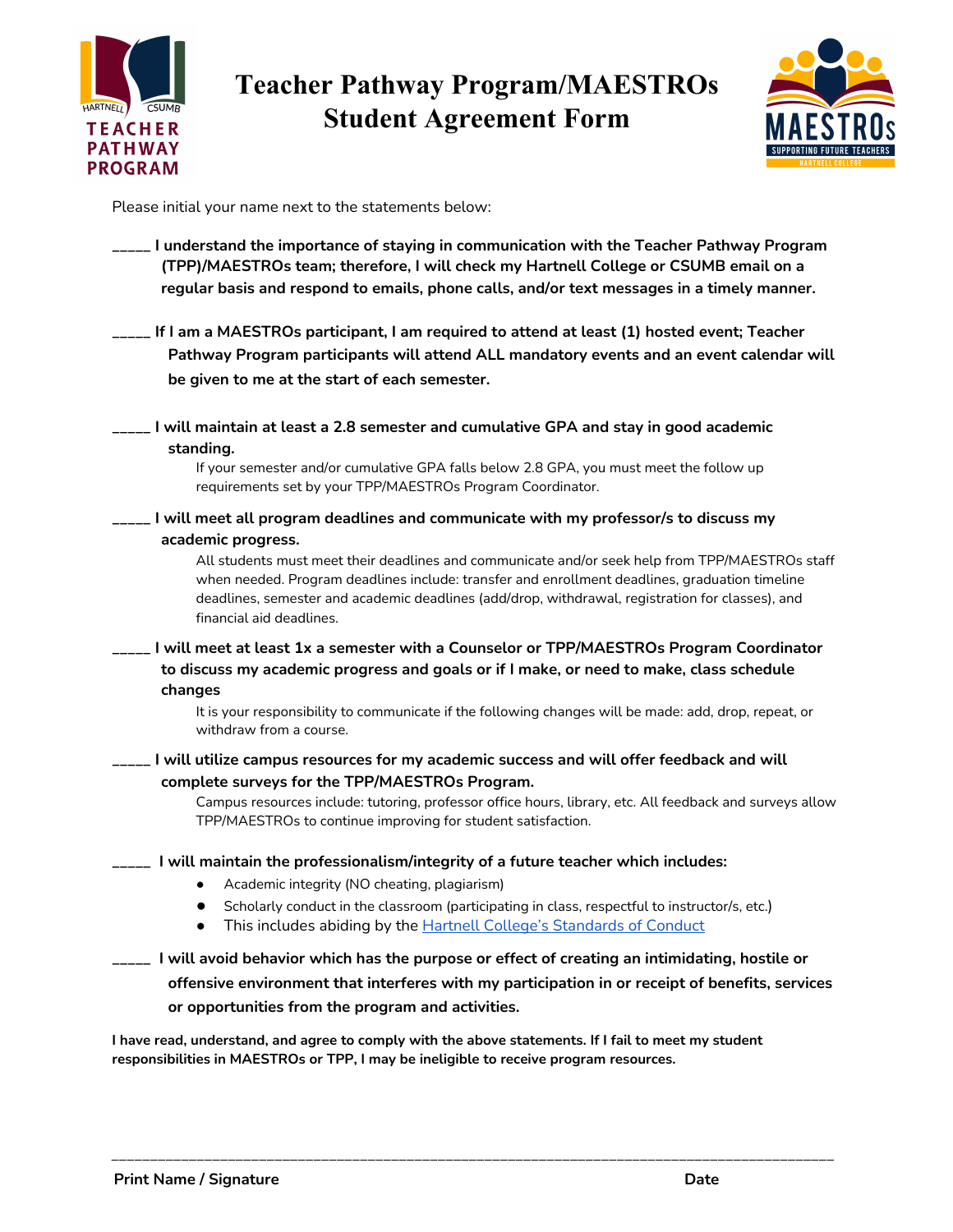# Teacher Pathway Program/MAESTROs Student Agreement Form

Please initial your name next to the statements below:

_____ **I understand the importance of staying in communication with the Teacher Pathway Program (TPP)/MAESTROs team; therefore, I will check my Hartnell College or CSUMB email on a regular basis and respond to emails, phone calls, and/or text messages in a timely manner.**

_____ **If I am a MAESTROs participant, I am required to attend at least (1) hosted event; Teacher Pathway Program participants will attend ALL mandatory events and an event calendar will be given to me at the start of each semester.**

_____ **I will maintain at least a 2.8 semester and cumulative GPA and stay in good academic standing.**

If your semester and/or cumulative GPA falls below 2.8 GPA, you must meet the follow up requirements set by your TPP/MAESTROs Program Coordinator.

_____ **I will meet all program deadlines and communicate with my professor/s to discuss my academic progress.**

All students must meet their deadlines and communicate and/or seek help from TPP/MAESTROs staff when needed. Program deadlines include: transfer and enrollment deadlines, graduation timeline deadlines, semester and academic deadlines (add/drop, withdrawal, registration for classes), and financial aid deadlines.

_____ **I will meet at least 1x a semester with a Counselor or TPP/MAESTROs Program Coordinator to discuss my academic progress and goals or if I make, or need to make, class schedule changes**

It is your responsibility to communicate if the following changes will be made: add, drop, repeat, or withdraw from a course.

_____ **I will utilize campus resources for my academic success and will offer feedback and will complete surveys for the TPP/MAESTROs Program.**

Campus resources include: tutoring, professor office hours, library, etc. All feedback and surveys allow TPP/MAESTROs to continue improving for student satisfaction.

_____ **I will maintain the professionalism/integrity of a future teacher which includes:**

- Academic integrity (NO cheating, plagiarism)
- Scholarly conduct in the classroom (participating in class, respectful to instructor/s, etc.)
- This includes abiding by the [Hartnell College's Standards of Conduct]()

_____ **I will avoid behavior which has the purpose or effect of creating an intimidating, hostile or offensive environment that interferes with my participation in or receipt of benefits, services or opportunities from the program and activities.**

**I have read, understand, and agree to comply with the above statements. If I fail to meet my student responsibilities in MAESTROs or TPP, I may be ineligible to receive program resources.**

_______________________________________________________________________________

**Print Name / Signature** **Date**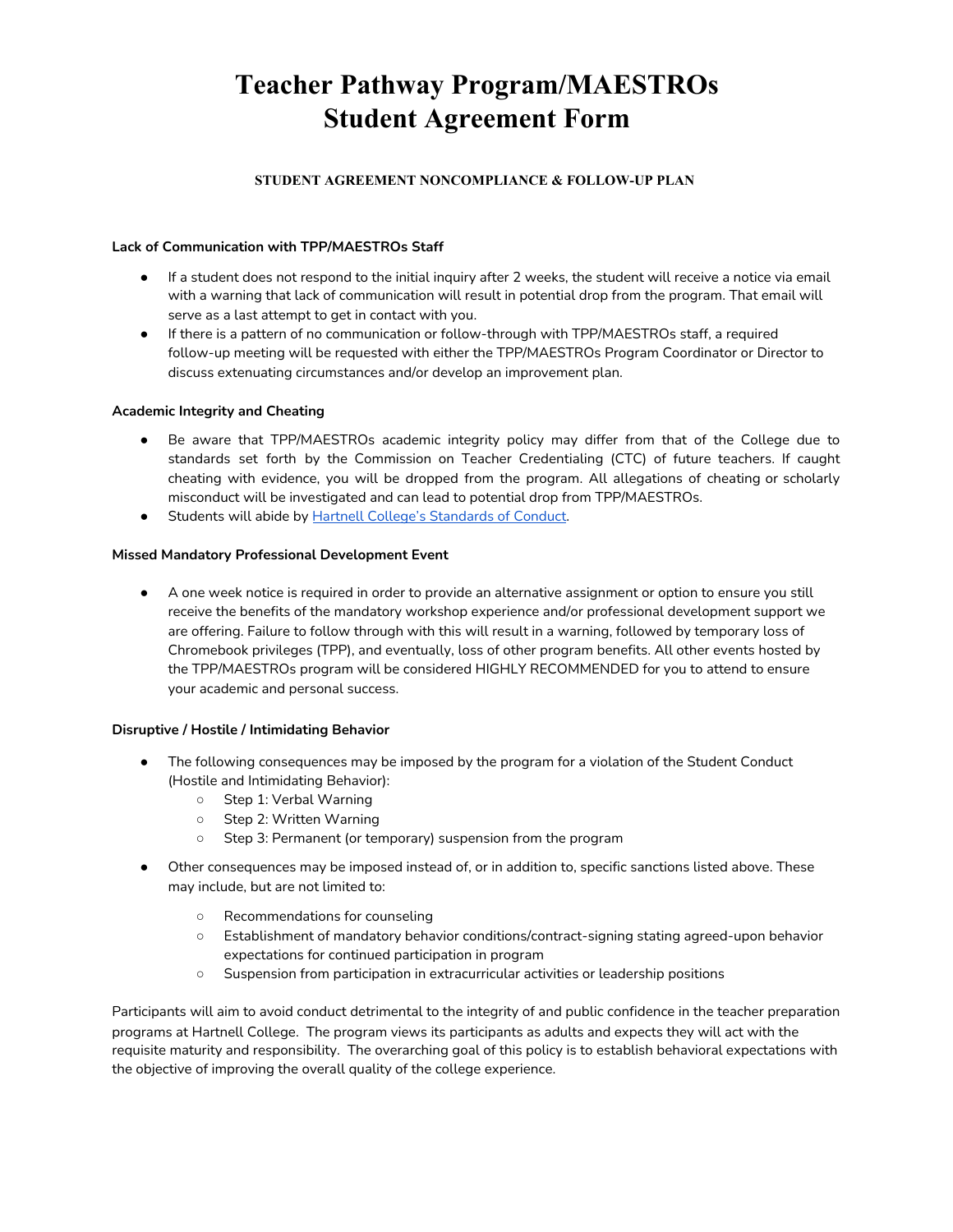# Teacher Pathway Program/MAESTROs Student Agreement Form

### STUDENT AGREEMENT NONCOMPLIANCE & FOLLOW-UP PLAN

**Lack of Communication with TPP/MAESTROs Staff**

- If a student does not respond to the initial inquiry after 2 weeks, the student will receive a notice via email with a warning that lack of communication will result in potential drop from the program. That email will serve as a last attempt to get in contact with you.
- If there is a pattern of no communication or follow-through with TPP/MAESTROs staff, a required follow-up meeting will be requested with either the TPP/MAESTROs Program Coordinator or Director to discuss extenuating circumstances and/or develop an improvement plan.

**Academic Integrity and Cheating**

- Be aware that TPP/MAESTROs academic integrity policy may differ from that of the College due to standards set forth by the Commission on Teacher Credentialing (CTC) of future teachers. If caught cheating with evidence, you will be dropped from the program. All allegations of cheating or scholarly misconduct will be investigated and can lead to potential drop from TPP/MAESTROs.
- Students will abide by Hartnell College's Standards of Conduct.

**Missed Mandatory Professional Development Event**

- A one week notice is required in order to provide an alternative assignment or option to ensure you still receive the benefits of the mandatory workshop experience and/or professional development support we are offering. Failure to follow through with this will result in a warning, followed by temporary loss of Chromebook privileges (TPP), and eventually, loss of other program benefits. All other events hosted by the TPP/MAESTROs program will be considered HIGHLY RECOMMENDED for you to attend to ensure your academic and personal success.

**Disruptive / Hostile / Intimidating Behavior**

- The following consequences may be imposed by the program for a violation of the Student Conduct (Hostile and Intimidating Behavior):
  - Step 1: Verbal Warning
  - Step 2: Written Warning
  - Step 3: Permanent (or temporary) suspension from the program
- Other consequences may be imposed instead of, or in addition to, specific sanctions listed above. These may include, but are not limited to:
  - Recommendations for counseling
  - Establishment of mandatory behavior conditions/contract-signing stating agreed-upon behavior expectations for continued participation in program
  - Suspension from participation in extracurricular activities or leadership positions

Participants will aim to avoid conduct detrimental to the integrity of and public confidence in the teacher preparation programs at Hartnell College. The program views its participants as adults and expects they will act with the requisite maturity and responsibility. The overarching goal of this policy is to establish behavioral expectations with the objective of improving the overall quality of the college experience.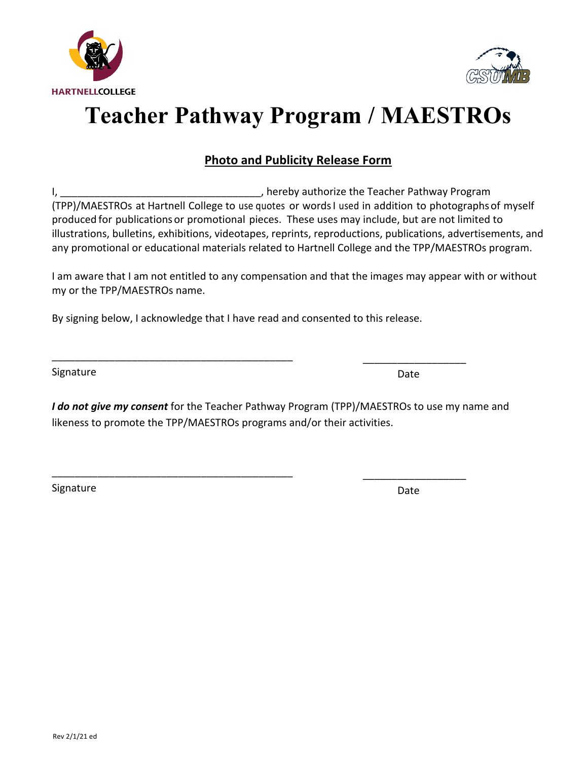HARTNELLCOLLEGE

CSUMB

# Teacher Pathway Program / MAESTROs

## Photo and Publicity Release Form

I, ___________________________________, hereby authorize the Teacher Pathway Program (TPP)/MAESTROs at Hartnell College to use quotes or words I used in addition to photographs of myself produced for publications or promotional pieces. These uses may include, but are not limited to illustrations, bulletins, exhibitions, videotapes, reprints, reproductions, publications, advertisements, and any promotional or educational materials related to Hartnell College and the TPP/MAESTROs program.

I am aware that I am not entitled to any compensation and that the images may appear with or without my or the TPP/MAESTROs name.

By signing below, I acknowledge that I have read and consented to this release.

__________________________________________ __________________

Signature Date

***I do not give my consent*** for the Teacher Pathway Program (TPP)/MAESTROs to use my name and likeness to promote the TPP/MAESTROs programs and/or their activities.

__________________________________________ __________________

Signature Date

Rev 2/1/21 ed